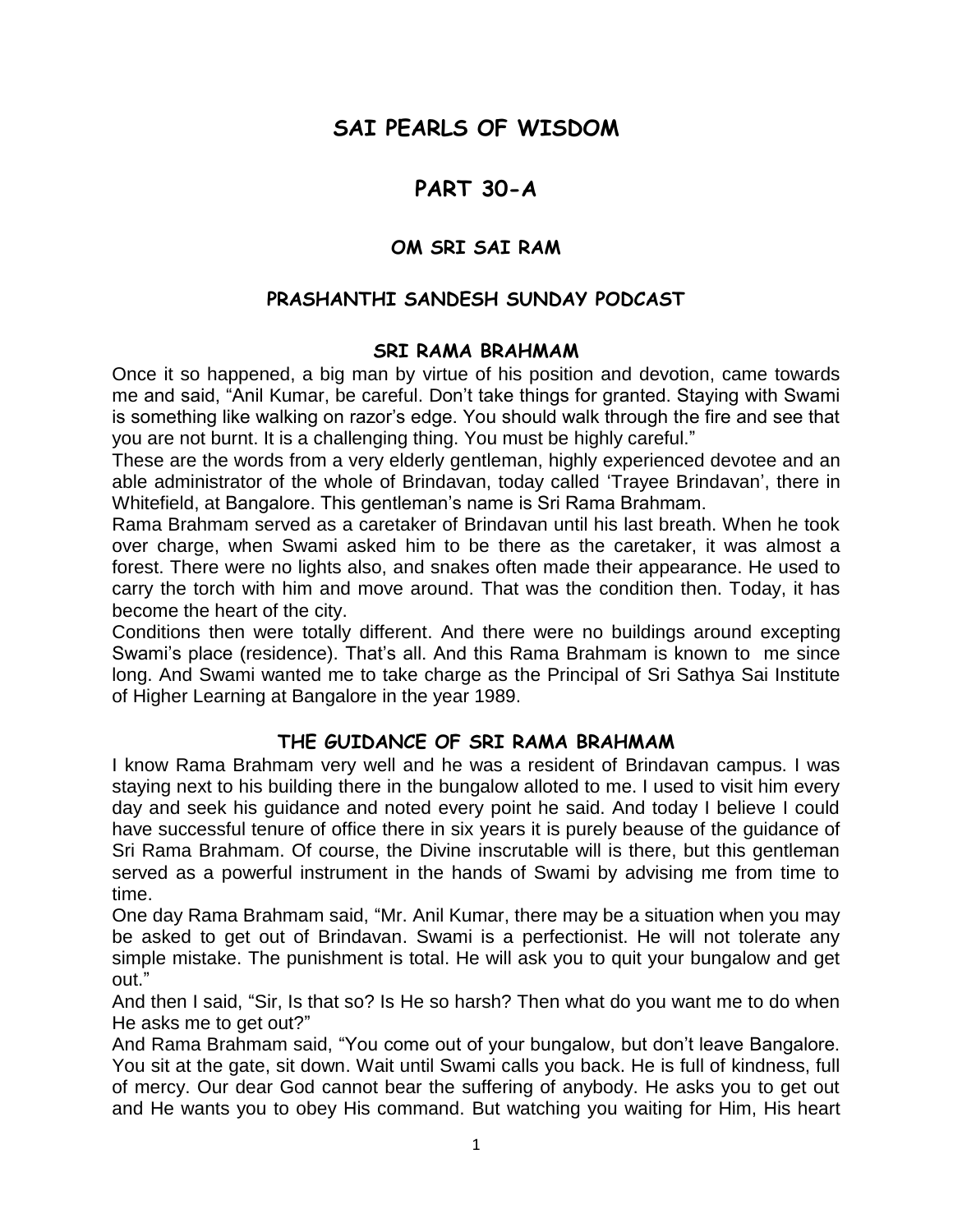# SAI PEARLS OF WISDOM

# PART 30-A

## OM SRI SAI RAM

## PRASHANTHI SANDESH SUNDAY PODCAST

### SRI RAMA BRAHMAM

Once it so happened, a big man by virtue of his position and devotion, came towards me and said, "Anil Kumar, be careful. Don't take things for granted. Staying with Swami is something like walking on razor's edge. You should walk through the fire and see that you are not burnt. It is a challenging thing. You must be highly careful."

These are the words from a very elderly gentleman, highly experienced devotee and an able administrator of the whole of Brindavan, today called 'Trayee Brindavan', there in Whitefield, at Bangalore. This gentleman's name is Sri Rama Brahmam.

Rama Brahmam served as a caretaker of Brindavan until his last breath. When he took over charge, when Swami asked him to be there as the caretaker, it was almost a forest. There were no lights also, and snakes often made their appearance. He used to carry the torch with him and move around. That was the condition then. Today, it has become the heart of the city.

Conditions then were totally different. And there were no buildings around excepting Swami's place (residence). That's all. And this Rama Brahmam is known to me since long. And Swami wanted me to take charge as the Principal of Sri Sathya Sai Institute of Higher Learning at Bangalore in the year 1989.

### THE GUIDANCE OF SRI RAMA BRAHMAM

I know Rama Brahmam very well and he was a resident of Brindavan campus. I was staying next to his building there in the bungalow alloted to me. I used to visit him every day and seek his guidance and noted every point he said. And today I believe I could have successful tenure of office there in six years it is purely beause of the guidance of Sri Rama Brahmam. Of course, the Divine inscrutable will is there, but this gentleman served as a powerful instrument in the hands of Swami by advising me from time to time.

One day Rama Brahmam said, "Mr. Anil Kumar, there may be a situation when you may be asked to get out of Brindavan. Swami is a perfectionist. He will not tolerate any simple mistake. The punishment is total. He will ask you to quit your bungalow and get out."

And then I said, "Sir, Is that so? Is He so harsh? Then what do you want me to do when He asks me to get out?"

And Rama Brahmam said, "You come out of your bungalow, but don't leave Bangalore. You sit at the gate, sit down. Wait until Swami calls you back. He is full of kindness, full of mercy. Our dear God cannot bear the suffering of anybody. He asks you to get out and He wants you to obey His command. But watching you waiting for Him, His heart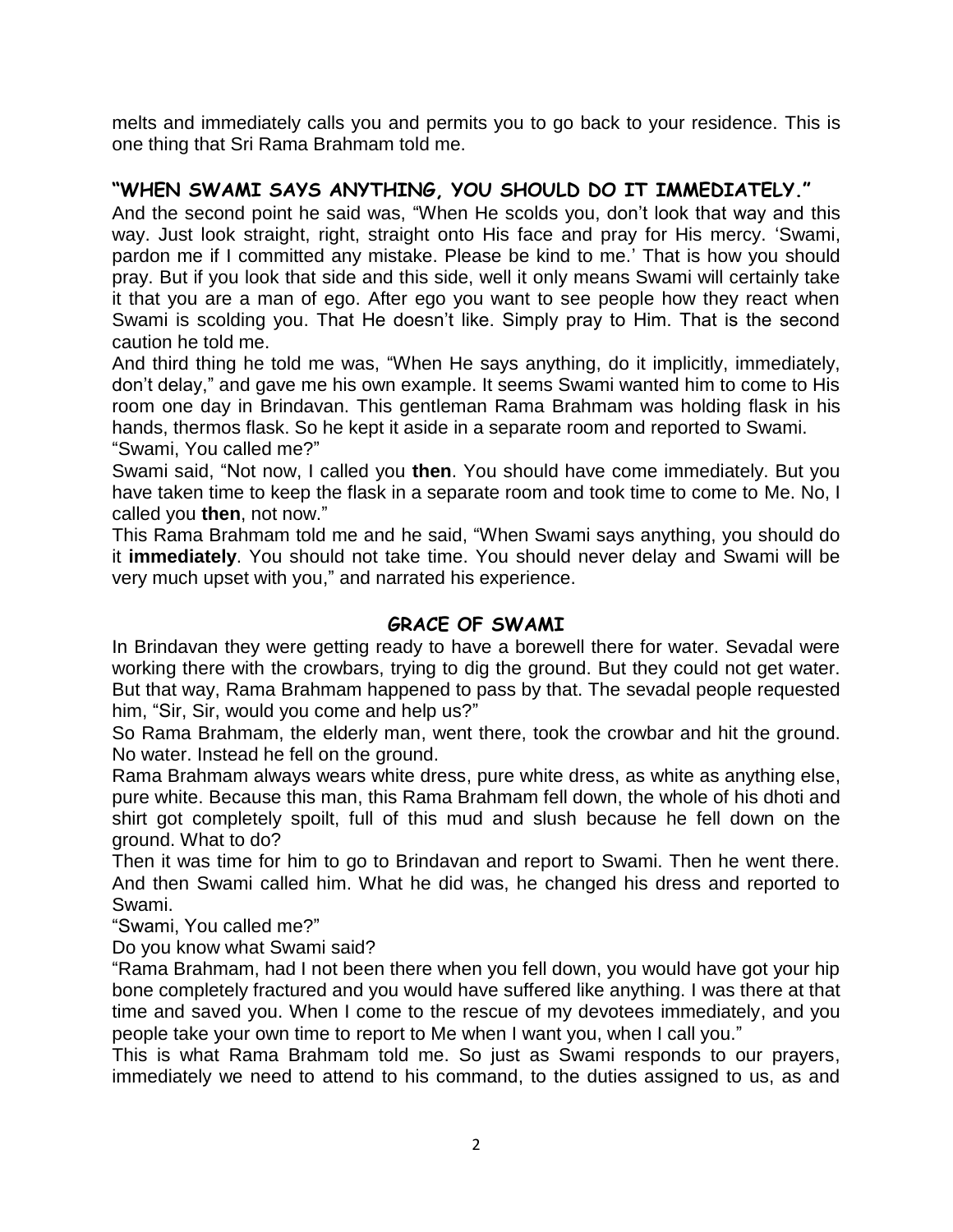melts and immediately calls you and permits you to go back to your residence. This is one thing that Sri Rama Brahmam told me.

## "WHEN SWAMI SAYS ANYTHING, YOU SHOULD DO IT IMMEDIATELY."

And the second point he said was, "When He scolds you, don't look that way and this way. Just look straight, right, straight onto His face and pray for His mercy. 'Swami, pardon me if I committed any mistake. Please be kind to me.' That is how you should pray. But if you look that side and this side, well it only means Swami will certainly take it that you are a man of ego. After ego you want to see people how they react when Swami is scolding you. That He doesn't like. Simply pray to Him. That is the second caution he told me.

And third thing he told me was, "When He says anything, do it implicitly, immediately, don't delay," and gave me his own example. It seems Swami wanted him to come to His room one day in Brindavan. This gentleman Rama Brahmam was holding flask in his hands, thermos flask. So he kept it aside in a separate room and reported to Swami.

"Swami, You called me?"

Swami said, "Not now, I called you **then**. You should have come immediately. But you have taken time to keep the flask in a separate room and took time to come to Me. No, I called you **then**, not now."

This Rama Brahmam told me and he said, "When Swami says anything, you should do it **immediately**. You should not take time. You should never delay and Swami will be very much upset with you," and narrated his experience.

## GRACE OF SWAMI

In Brindavan they were getting ready to have a borewell there for water. Sevadal were working there with the crowbars, trying to dig the ground. But they could not get water. But that way, Rama Brahmam happened to pass by that. The sevadal people requested him, "Sir, Sir, would you come and help us?"

So Rama Brahmam, the elderly man, went there, took the crowbar and hit the ground. No water. Instead he fell on the ground.

Rama Brahmam always wears white dress, pure white dress, as white as anything else, pure white. Because this man, this Rama Brahmam fell down, the whole of his dhoti and shirt got completely spoilt, full of this mud and slush because he fell down on the ground. What to do?

Then it was time for him to go to Brindavan and report to Swami. Then he went there. And then Swami called him. What he did was, he changed his dress and reported to Swami.

"Swami, You called me?"

Do you know what Swami said?

"Rama Brahmam, had I not been there when you fell down, you would have got your hip bone completely fractured and you would have suffered like anything. I was there at that time and saved you. When I come to the rescue of my devotees immediately, and you people take your own time to report to Me when I want you, when I call you."

This is what Rama Brahmam told me. So just as Swami responds to our prayers, immediately we need to attend to his command, to the duties assigned to us, as and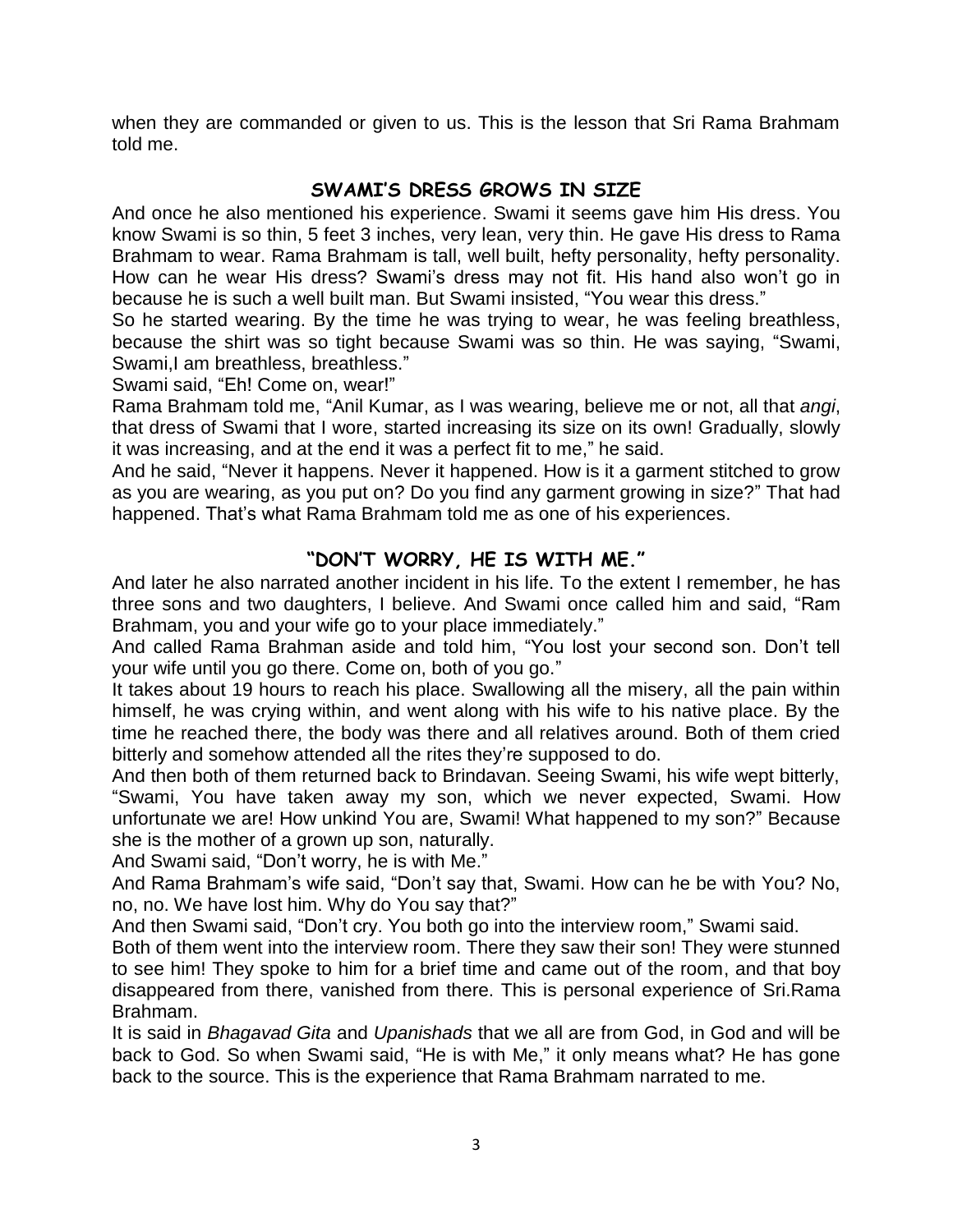when they are commanded or given to us. This is the lesson that Sri Rama Brahmam told me.

## SWAMI'S DRESS GROWS IN SIZE

And once he also mentioned his experience. Swami it seems gave him His dress. You know Swami is so thin, 5 feet 3 inches, very lean, very thin. He gave His dress to Rama Brahmam to wear. Rama Brahmam is tall, well built, hefty personality, hefty personality. How can he wear His dress? Swami's dress may not fit. His hand also won't go in because he is such a well built man. But Swami insisted, "You wear this dress."

So he started wearing. By the time he was trying to wear, he was feeling breathless, because the shirt was so tight because Swami was so thin. He was saying, "Swami, Swami,I am breathless, breathless."

Swami said, "Eh! Come on, wear!"

Rama Brahmam told me, "Anil Kumar, as I was wearing, believe me or not, all that *angi*, that dress of Swami that I wore, started increasing its size on its own! Gradually, slowly it was increasing, and at the end it was a perfect fit to me," he said.

And he said, "Never it happens. Never it happened. How is it a garment stitched to grow as you are wearing, as you put on? Do you find any garment growing in size?" That had happened. That's what Rama Brahmam told me as one of his experiences.

## "DON'T WORRY, HE IS WITH ME."

And later he also narrated another incident in his life. To the extent I remember, he has three sons and two daughters, I believe. And Swami once called him and said, "Ram Brahmam, you and your wife go to your place immediately."

And called Rama Brahman aside and told him, "You lost your second son. Don't tell your wife until you go there. Come on, both of you go."

It takes about 19 hours to reach his place. Swallowing all the misery, all the pain within himself, he was crying within, and went along with his wife to his native place. By the time he reached there, the body was there and all relatives around. Both of them cried bitterly and somehow attended all the rites they're supposed to do.

And then both of them returned back to Brindavan. Seeing Swami, his wife wept bitterly, "Swami, You have taken away my son, which we never expected, Swami. How unfortunate we are! How unkind You are, Swami! What happened to my son?" Because she is the mother of a grown up son, naturally.

And Swami said, "Don't worry, he is with Me."

And Rama Brahmam's wife said, "Don't say that, Swami. How can he be with You? No, no, no. We have lost him. Why do You say that?"

And then Swami said, "Don't cry. You both go into the interview room," Swami said.

Both of them went into the interview room. There they saw their son! They were stunned to see him! They spoke to him for a brief time and came out of the room, and that boy disappeared from there, vanished from there. This is personal experience of Sri.Rama Brahmam.

It is said in *Bhagavad Gita* and *Upanishads* that we all are from God, in God and will be back to God. So when Swami said, "He is with Me," it only means what? He has gone back to the source. This is the experience that Rama Brahmam narrated to me.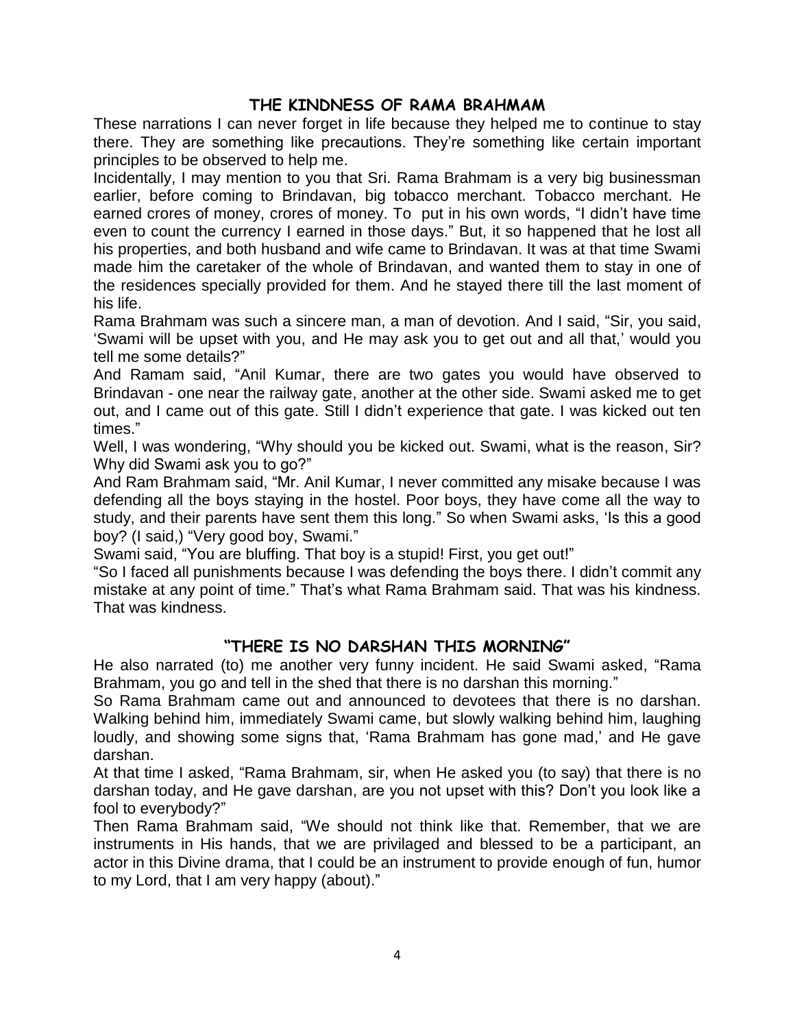## THE KINDNESS OF RAMA BRAHMAM

These narrations I can never forget in life because they helped me to continue to stay there. They are something like precautions. They're something like certain important principles to be observed to help me.

Incidentally, I may mention to you that Sri. Rama Brahmam is a very big businessman earlier, before coming to Brindavan, big tobacco merchant. Tobacco merchant. He earned crores of money, crores of money. To put in his own words, "I didn't have time even to count the currency I earned in those days." But, it so happened that he lost all his properties, and both husband and wife came to Brindavan. It was at that time Swami made him the caretaker of the whole of Brindavan, and wanted them to stay in one of the residences specially provided for them. And he stayed there till the last moment of his life.

Rama Brahmam was such a sincere man, a man of devotion. And I said, "Sir, you said, 'Swami will be upset with you, and He may ask you to get out and all that,' would you tell me some details?"

And Ramam said, "Anil Kumar, there are two gates you would have observed to Brindavan - one near the railway gate, another at the other side. Swami asked me to get out, and I came out of this gate. Still I didn't experience that gate. I was kicked out ten times."

Well, I was wondering, "Why should you be kicked out. Swami, what is the reason, Sir? Why did Swami ask you to go?"

And Ram Brahmam said, "Mr. Anil Kumar, I never committed any misake because I was defending all the boys staying in the hostel. Poor boys, they have come all the way to study, and their parents have sent them this long." So when Swami asks, 'Is this a good boy? (I said,) "Very good boy, Swami."

Swami said, "You are bluffing. That boy is a stupid! First, you get out!"

"So I faced all punishments because I was defending the boys there. I didn't commit any mistake at any point of time." That's what Rama Brahmam said. That was his kindness. That was kindness.

## "THERE IS NO DARSHAN THIS MORNING"

He also narrated (to) me another very funny incident. He said Swami asked, "Rama Brahmam, you go and tell in the shed that there is no darshan this morning."

So Rama Brahmam came out and announced to devotees that there is no darshan. Walking behind him, immediately Swami came, but slowly walking behind him, laughing loudly, and showing some signs that, 'Rama Brahmam has gone mad,' and He gave darshan.

At that time I asked, "Rama Brahmam, sir, when He asked you (to say) that there is no darshan today, and He gave darshan, are you not upset with this? Don't you look like a fool to everybody?"

Then Rama Brahmam said, "We should not think like that. Remember, that we are instruments in His hands, that we are privilaged and blessed to be a participant, an actor in this Divine drama, that I could be an instrument to provide enough of fun, humor to my Lord, that I am very happy (about)."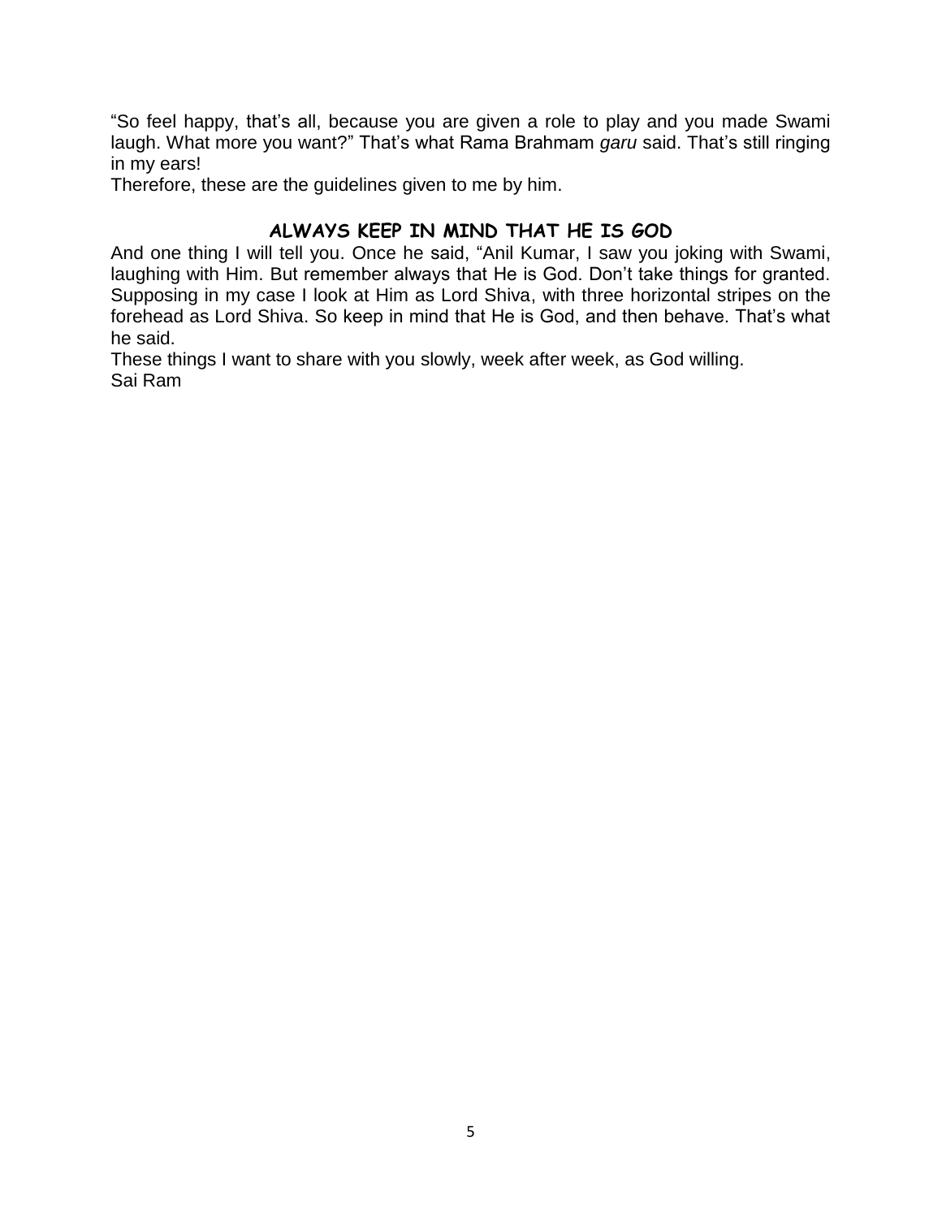“So feel happy, that’s all, because you are given a role to play and you made Swami laugh. What more you want?” That’s what Rama Brahmam *garu* said. That’s still ringing in my ears!

Therefore, these are the guidelines given to me by him.

## ALWAYS KEEP IN MIND THAT HE IS GOD

And one thing I will tell you. Once he said, “Anil Kumar, I saw you joking with Swami, laughing with Him. But remember always that He is God. Don’t take things for granted. Supposing in my case I look at Him as Lord Shiva, with three horizontal stripes on the forehead as Lord Shiva. So keep in mind that He is God, and then behave. That’s what he said.

These things I want to share with you slowly, week after week, as God willing.

Sai Ram